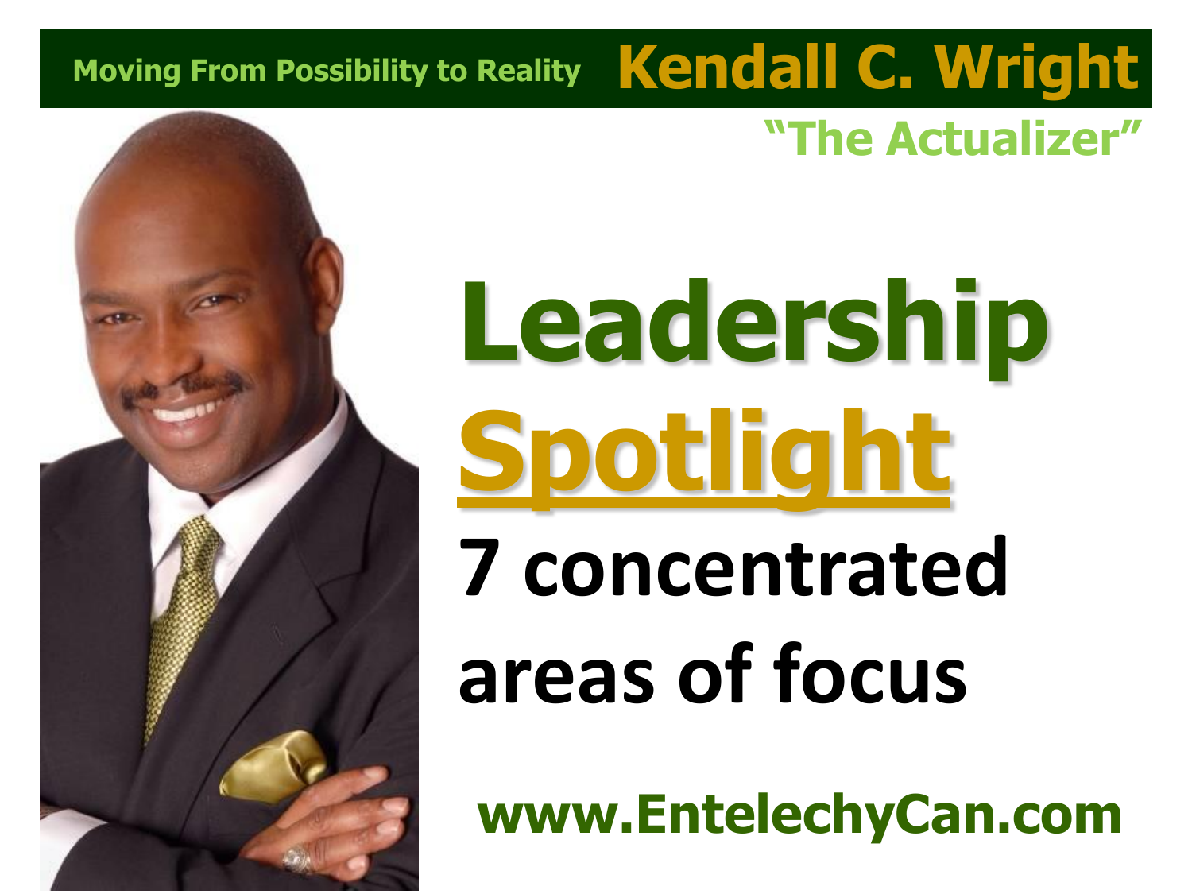Moving From Possibility to Reality **Kendall C. Wright**

**"The Actualizer"**

# Leadership Spotlight

## 7 concentrated areas of focus

**www.EntelechyCan.com**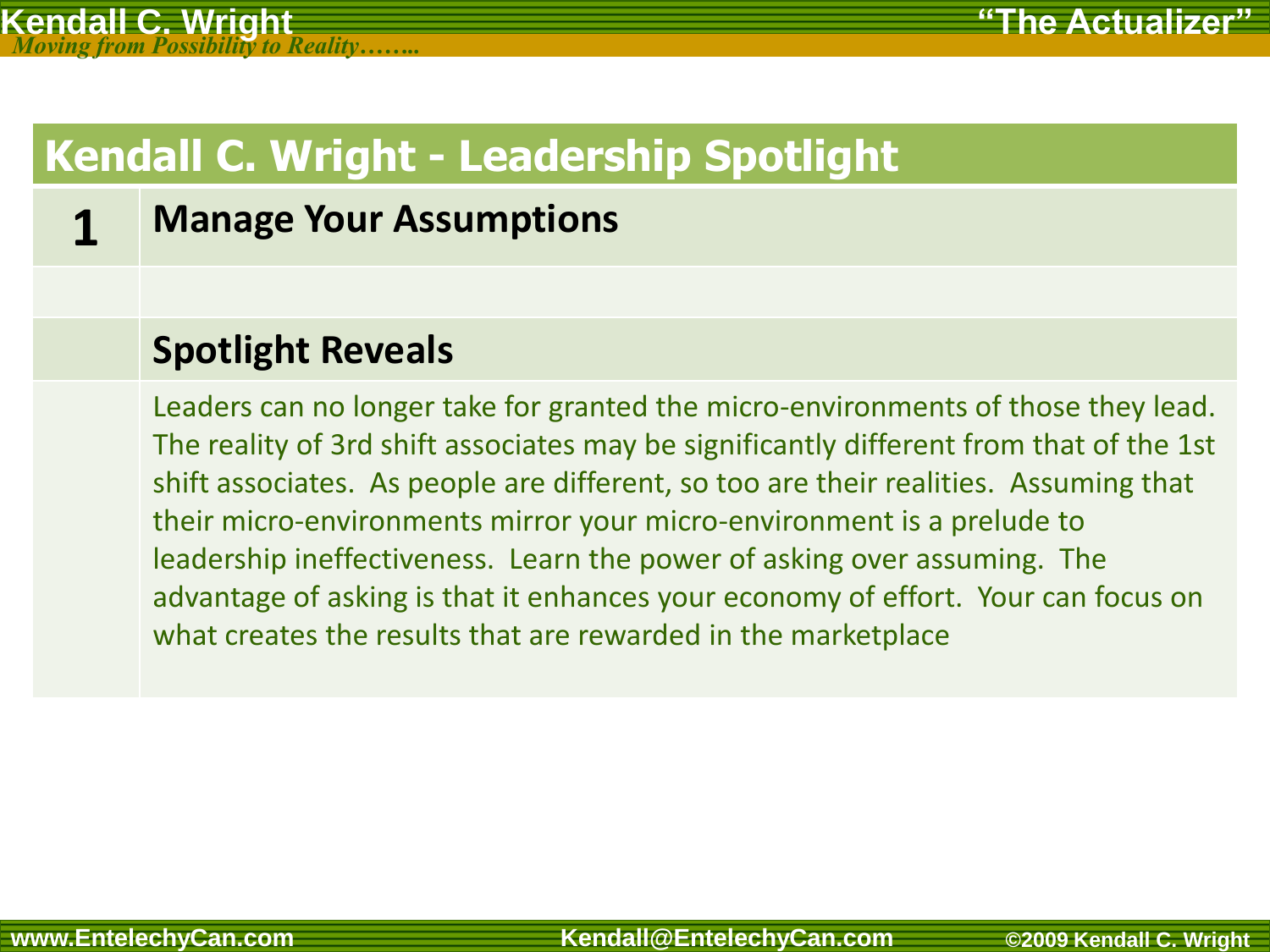## Kendall C. Wright - Leadership Spotlight

**1** **Manage Your Assumptions**

### Spotlight Reveals

Leaders can no longer take for granted the micro-environments of those they lead. The reality of 3rd shift associates may be significantly different from that of the 1st shift associates. As people are different, so too are their realities. Assuming that their micro-environments mirror your micro-environment is a prelude to leadership ineffectiveness. Learn the power of asking over assuming. The advantage of asking is that it enhances your economy of effort. Your can focus on what creates the results that are rewarded in the marketplace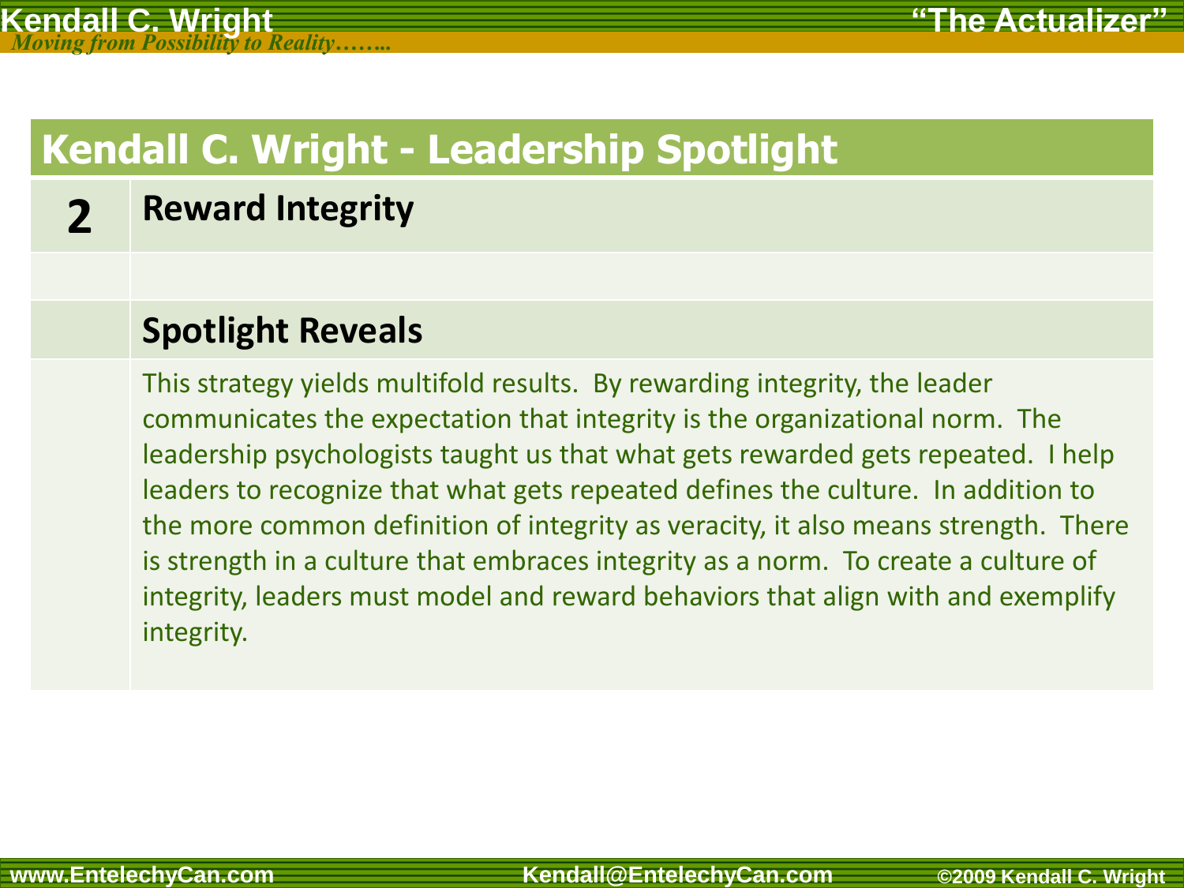## Kendall C. Wright - Leadership Spotlight

**2** **Reward Integrity**

### Spotlight Reveals

This strategy yields multifold results. By rewarding integrity, the leader communicates the expectation that integrity is the organizational norm. The leadership psychologists taught us that what gets rewarded gets repeated. I help leaders to recognize that what gets repeated defines the culture. In addition to the more common definition of integrity as veracity, it also means strength. There is strength in a culture that embraces integrity as a norm. To create a culture of integrity, leaders must model and reward behaviors that align with and exemplify integrity.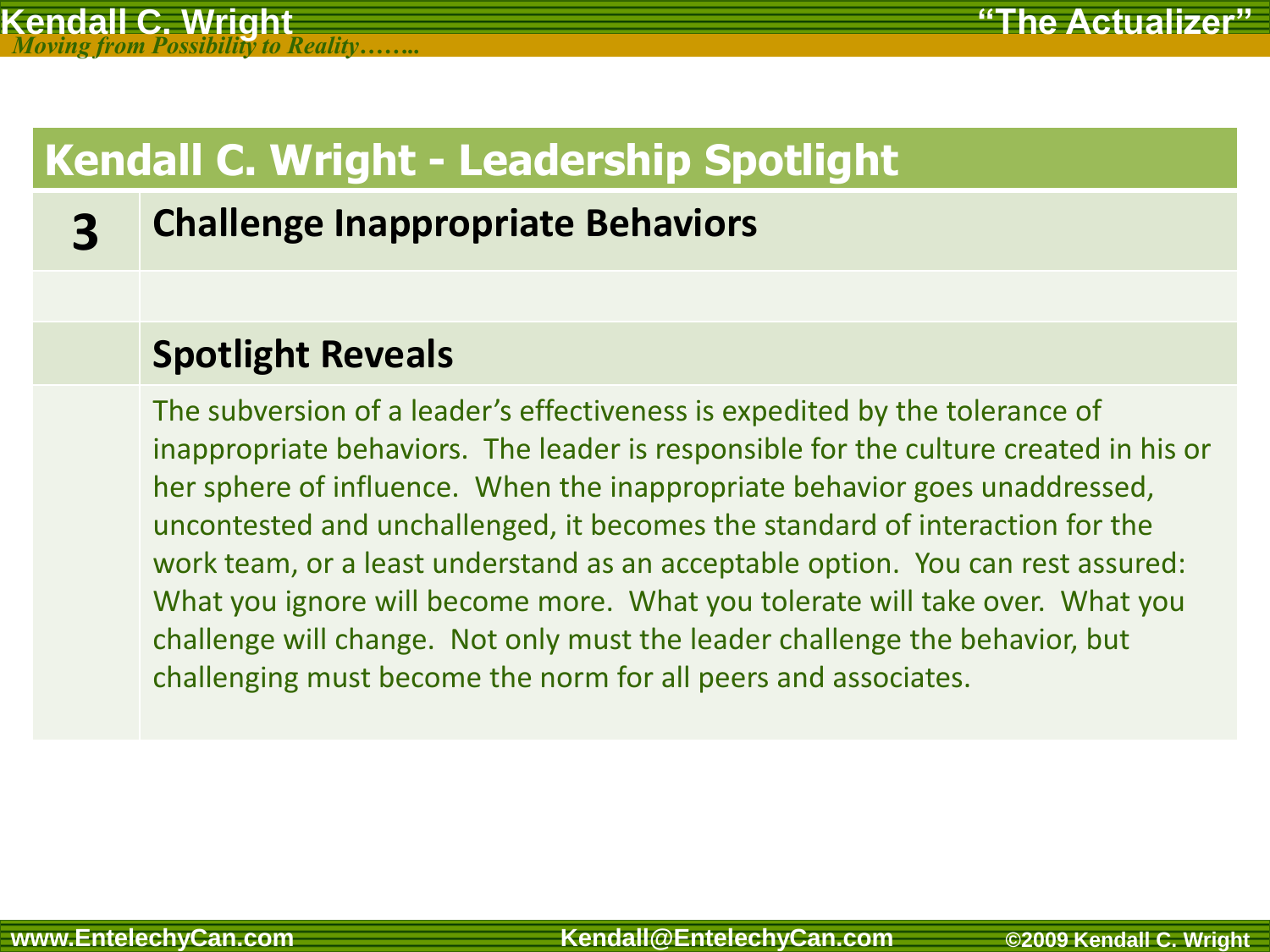## Kendall C. Wright - Leadership Spotlight

### 3 Challenge Inappropriate Behaviors

### Spotlight Reveals

The subversion of a leader's effectiveness is expedited by the tolerance of inappropriate behaviors. The leader is responsible for the culture created in his or her sphere of influence. When the inappropriate behavior goes unaddressed, uncontested and unchallenged, it becomes the standard of interaction for the work team, or a least understand as an acceptable option. You can rest assured: What you ignore will become more. What you tolerate will take over. What you challenge will change. Not only must the leader challenge the behavior, but challenging must become the norm for all peers and associates.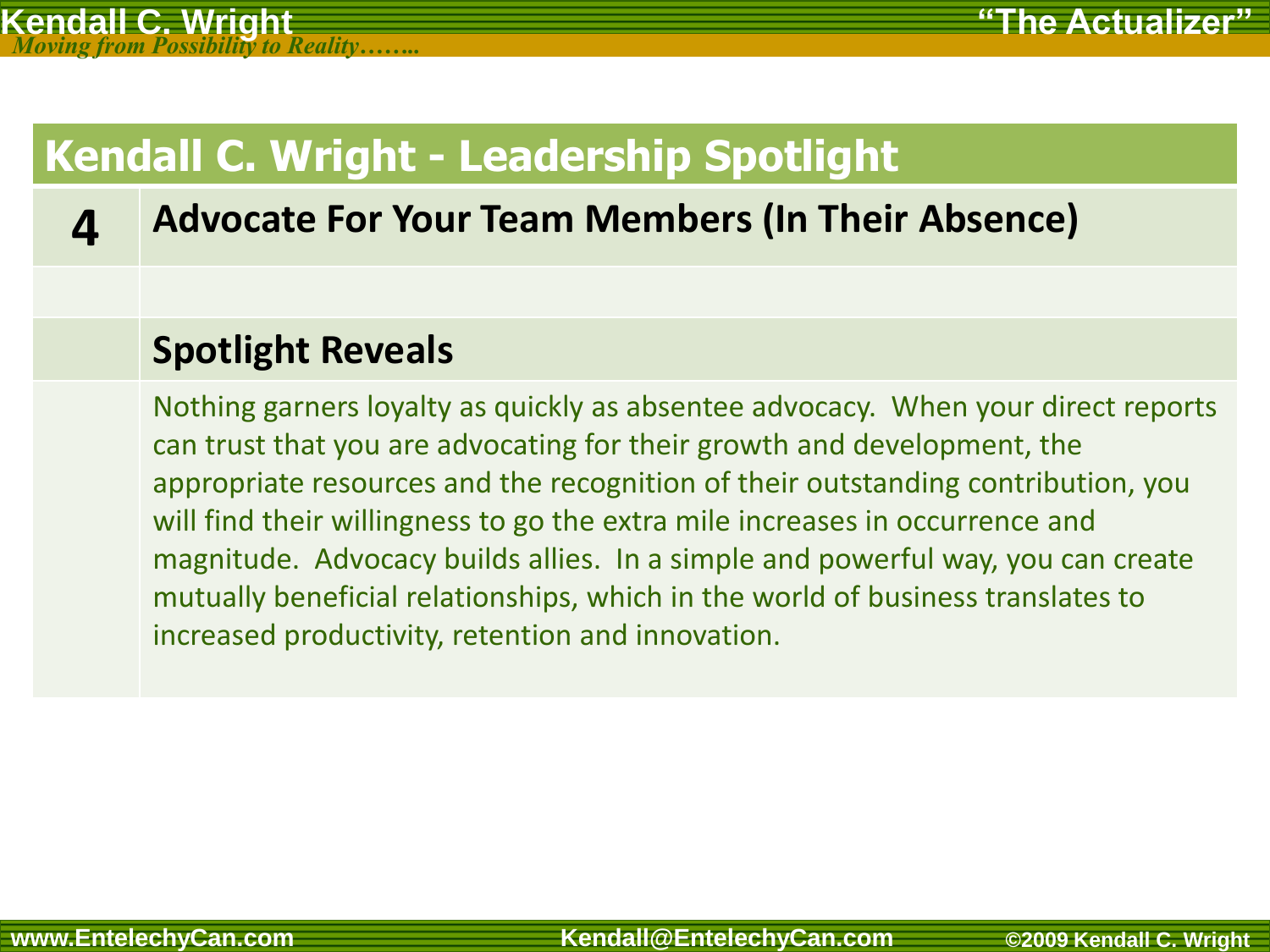# Kendall C. Wright - Leadership Spotlight

## 4 Advocate For Your Team Members (In Their Absence)

### Spotlight Reveals

Nothing garners loyalty as quickly as absentee advocacy. When your direct reports can trust that you are advocating for their growth and development, the appropriate resources and the recognition of their outstanding contribution, you will find their willingness to go the extra mile increases in occurrence and magnitude. Advocacy builds allies. In a simple and powerful way, you can create mutually beneficial relationships, which in the world of business translates to increased productivity, retention and innovation.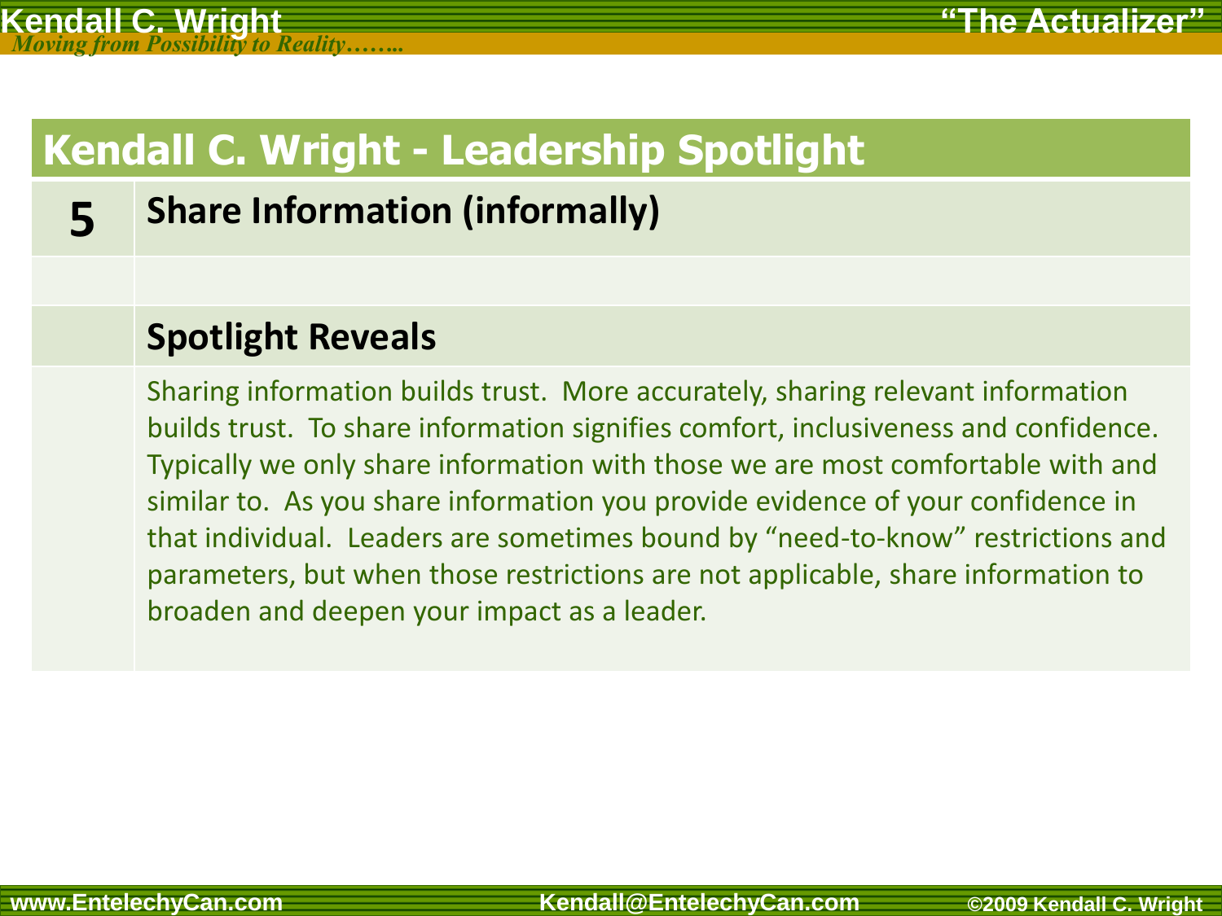## Kendall C. Wright - Leadership Spotlight

### 5 Share Information (informally)

### Spotlight Reveals

Sharing information builds trust. More accurately, sharing relevant information builds trust. To share information signifies comfort, inclusiveness and confidence. Typically we only share information with those we are most comfortable with and similar to. As you share information you provide evidence of your confidence in that individual. Leaders are sometimes bound by "need-to-know" restrictions and parameters, but when those restrictions are not applicable, share information to broaden and deepen your impact as a leader.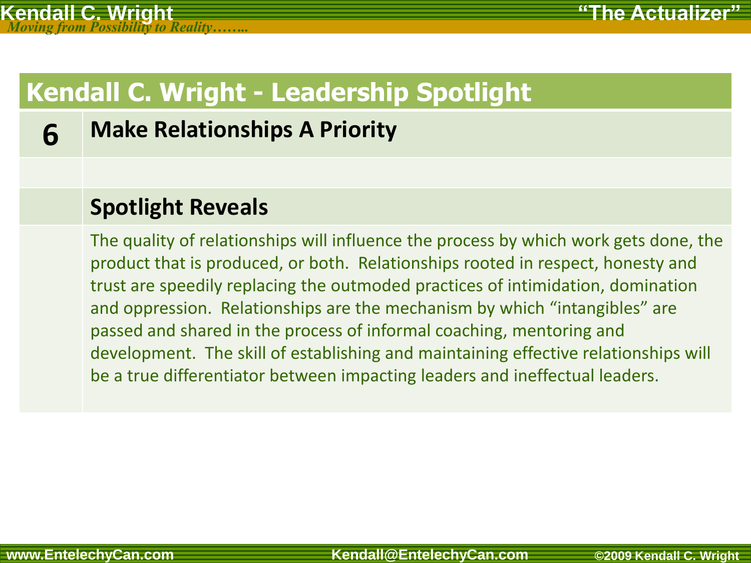## Kendall C. Wright - Leadership Spotlight

| 6 | **Make Relationships A Priority** |
|---|---|
| | |
| | **Spotlight Reveals** |
| | The quality of relationships will influence the process by which work gets done, the product that is produced, or both. Relationships rooted in respect, honesty and trust are speedily replacing the outmoded practices of intimidation, domination and oppression. Relationships are the mechanism by which "intangibles" are passed and shared in the process of informal coaching, mentoring and development. The skill of establishing and maintaining effective relationships will be a true differentiator between impacting leaders and ineffectual leaders. |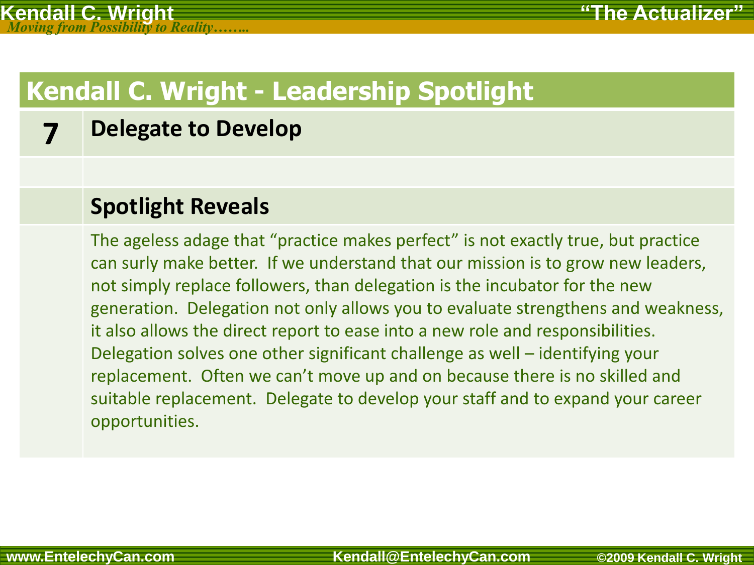## Kendall C. Wright - Leadership Spotlight

**7** **Delegate to Develop**

### Spotlight Reveals

The ageless adage that “practice makes perfect” is not exactly true, but practice can surly make better. If we understand that our mission is to grow new leaders, not simply replace followers, than delegation is the incubator for the new generation. Delegation not only allows you to evaluate strengthens and weakness, it also allows the direct report to ease into a new role and responsibilities. Delegation solves one other significant challenge as well – identifying your replacement. Often we can’t move up and on because there is no skilled and suitable replacement. Delegate to develop your staff and to expand your career opportunities.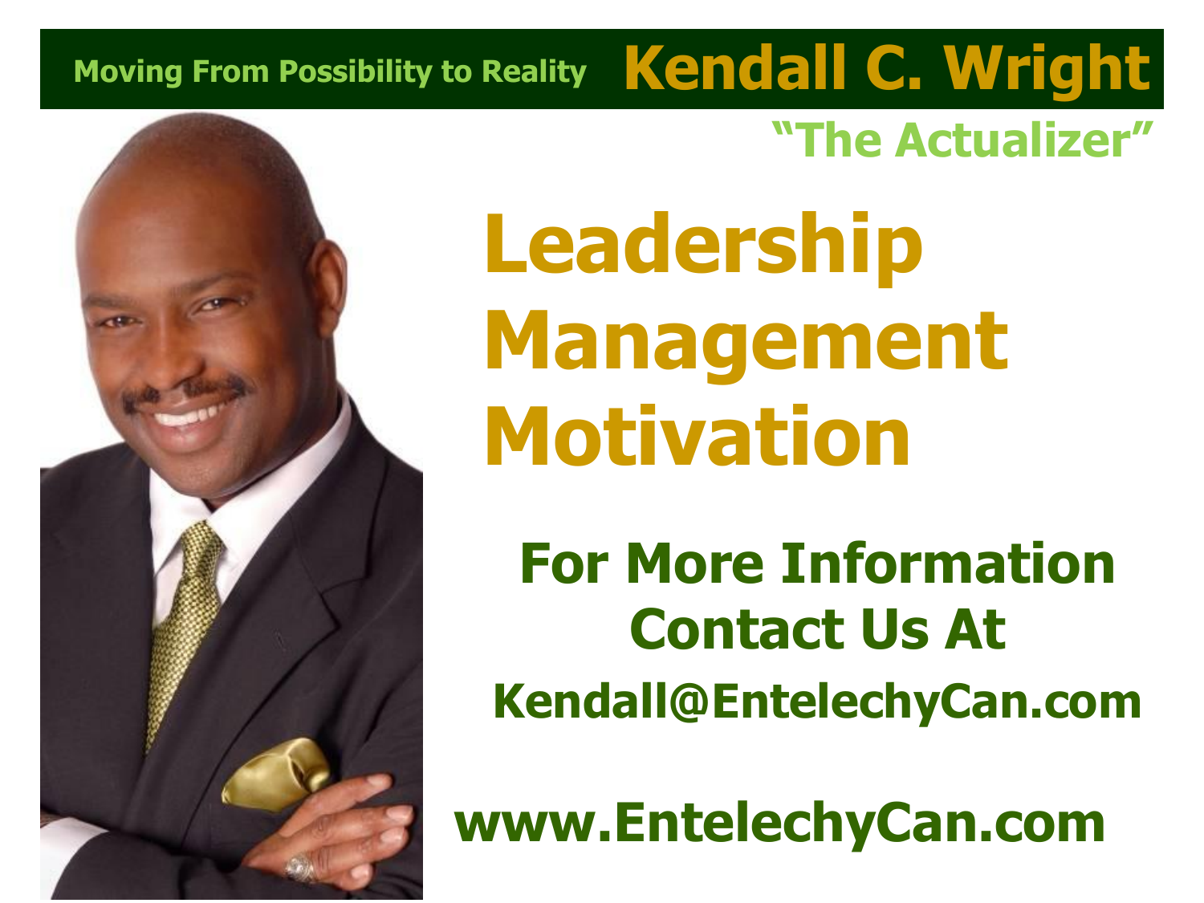Moving From Possibility to Reality

# Kendall C. Wright

**"The Actualizer"**

## Leadership
## Management
## Motivation

**For More Information Contact Us At**

**Kendall@EntelechyCan.com**

**www.EntelechyCan.com**